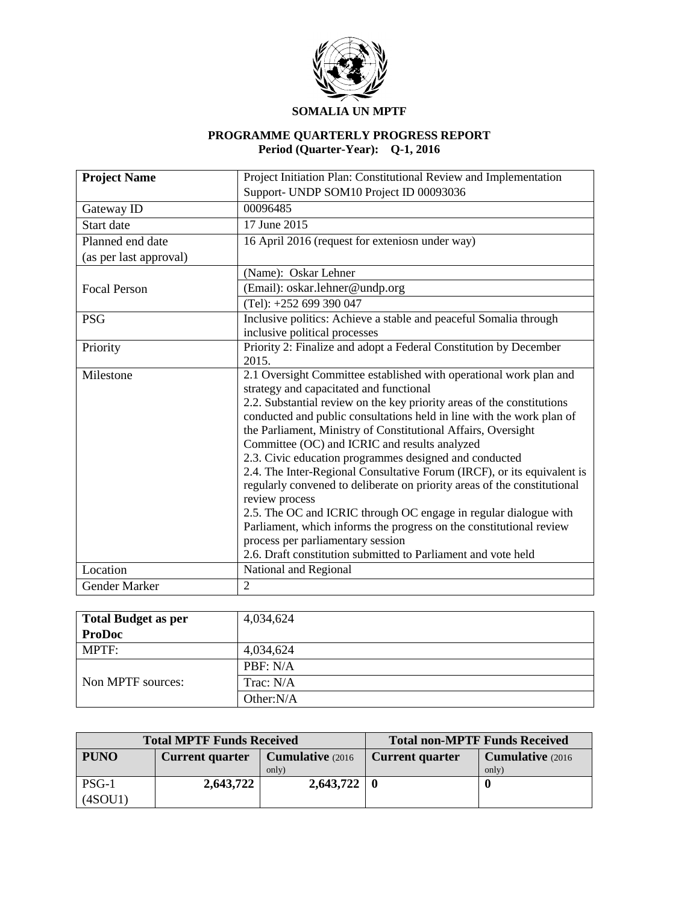**SOMALIA UN MPTF**

**PROGRAMME QUARTERLY PROGRESS REPORT**
**Period (Quarter-Year): Q-1, 2016**

| **Project Name** | Project Initiation Plan: Constitutional Review and Implementation Support- UNDP SOM10 Project ID 00093036 |
|---|---|
| Gateway ID | 00096485 |
| Start date | 17 June 2015 |
| Planned end date (as per last approval) | 16 April 2016 (request for exteniosn under way) |
| Focal Person | (Name): Oskar Lehner |
| | (Email): oskar.lehner@undp.org |
| | (Tel): +252 699 390 047 |
| PSG | Inclusive politics: Achieve a stable and peaceful Somalia through inclusive political processes |
| Priority | Priority 2: Finalize and adopt a Federal Constitution by December 2015. |
| Milestone | 2.1 Oversight Committee established with operational work plan and strategy and capacitated and functional<br>2.2. Substantial review on the key priority areas of the constitutions conducted and public consultations held in line with the work plan of the Parliament, Ministry of Constitutional Affairs, Oversight Committee (OC) and ICRIC and results analyzed<br>2.3. Civic education programmes designed and conducted<br>2.4. The Inter-Regional Consultative Forum (IRCF), or its equivalent is regularly convened to deliberate on priority areas of the constitutional review process<br>2.5. The OC and ICRIC through OC engage in regular dialogue with Parliament, which informs the progress on the constitutional review process per parliamentary session<br>2.6. Draft constitution submitted to Parliament and vote held |
| Location | National and Regional |
| Gender Marker | 2 |

| **Total Budget as per ProDoc** | 4,034,624 |
|---|---|
| MPTF: | 4,034,624 |
| Non MPTF sources: | PBF: N/A |
| | Trac: N/A |
| | Other:N/A |

| **Total MPTF Funds Received** | | | **Total non-MPTF Funds Received** | |
|---|---|---|---|---|
| **PUNO** | **Current quarter** | **Cumulative** (2016 only) | **Current quarter** | **Cumulative** (2016 only) |
| PSG-1 (4SOU1) | **2,643,722** | **2,643,722** | **0** | **0** |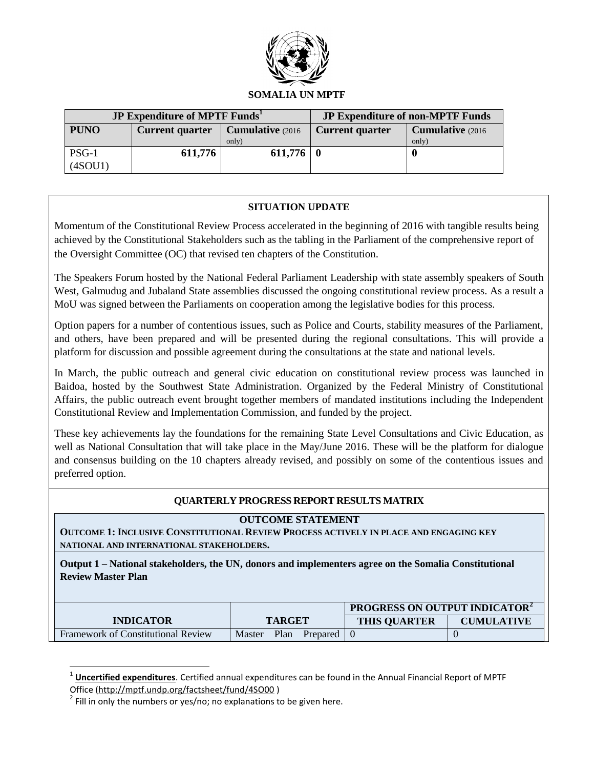**SOMALIA UN MPTF**

| JP Expenditure of MPTF Funds[1] | | | JP Expenditure of non-MPTF Funds | |
|---|---|---|---|---|
| **PUNO** | **Current quarter** | **Cumulative** (2016 only) | **Current quarter** | **Cumulative** (2016 only) |
| PSG-1 (4SOU1) | **611,776** | **611,776** | **0** | **0** |

## SITUATION UPDATE

Momentum of the Constitutional Review Process accelerated in the beginning of 2016 with tangible results being achieved by the Constitutional Stakeholders such as the tabling in the Parliament of the comprehensive report of the Oversight Committee (OC) that revised ten chapters of the Constitution.

The Speakers Forum hosted by the National Federal Parliament Leadership with state assembly speakers of South West, Galmudug and Jubaland State assemblies discussed the ongoing constitutional review process. As a result a MoU was signed between the Parliaments on cooperation among the legislative bodies for this process.

Option papers for a number of contentious issues, such as Police and Courts, stability measures of the Parliament, and others, have been prepared and will be presented during the regional consultations. This will provide a platform for discussion and possible agreement during the consultations at the state and national levels.

In March, the public outreach and general civic education on constitutional review process was launched in Baidoa, hosted by the Southwest State Administration. Organized by the Federal Ministry of Constitutional Affairs, the public outreach event brought together members of mandated institutions including the Independent Constitutional Review and Implementation Commission, and funded by the project.

These key achievements lay the foundations for the remaining State Level Consultations and Civic Education, as well as National Consultation that will take place in the May/June 2016. These will be the platform for dialogue and consensus building on the 10 chapters already revised, and possibly on some of the contentious issues and preferred option.

## QUARTERLY PROGRESS REPORT RESULTS MATRIX

**OUTCOME STATEMENT**

**OUTCOME 1: INCLUSIVE CONSTITUTIONAL REVIEW PROCESS ACTIVELY IN PLACE AND ENGAGING KEY NATIONAL AND INTERNATIONAL STAKEHOLDERS.**

**Output 1 – National stakeholders, the UN, donors and implementers agree on the Somalia Constitutional Review Master Plan**

| INDICATOR | TARGET | PROGRESS ON OUTPUT INDICATOR[2] | |
|---|---|---|---|
| | | **THIS QUARTER** | **CUMULATIVE** |
| Framework of Constitutional Review | Master Plan Prepared | 0 | 0 |

[1] **Uncertified expenditures**. Certified annual expenditures can be found in the Annual Financial Report of MPTF Office (http://mptf.undp.org/factsheet/fund/4SO00 )

[2] Fill in only the numbers or yes/no; no explanations to be given here.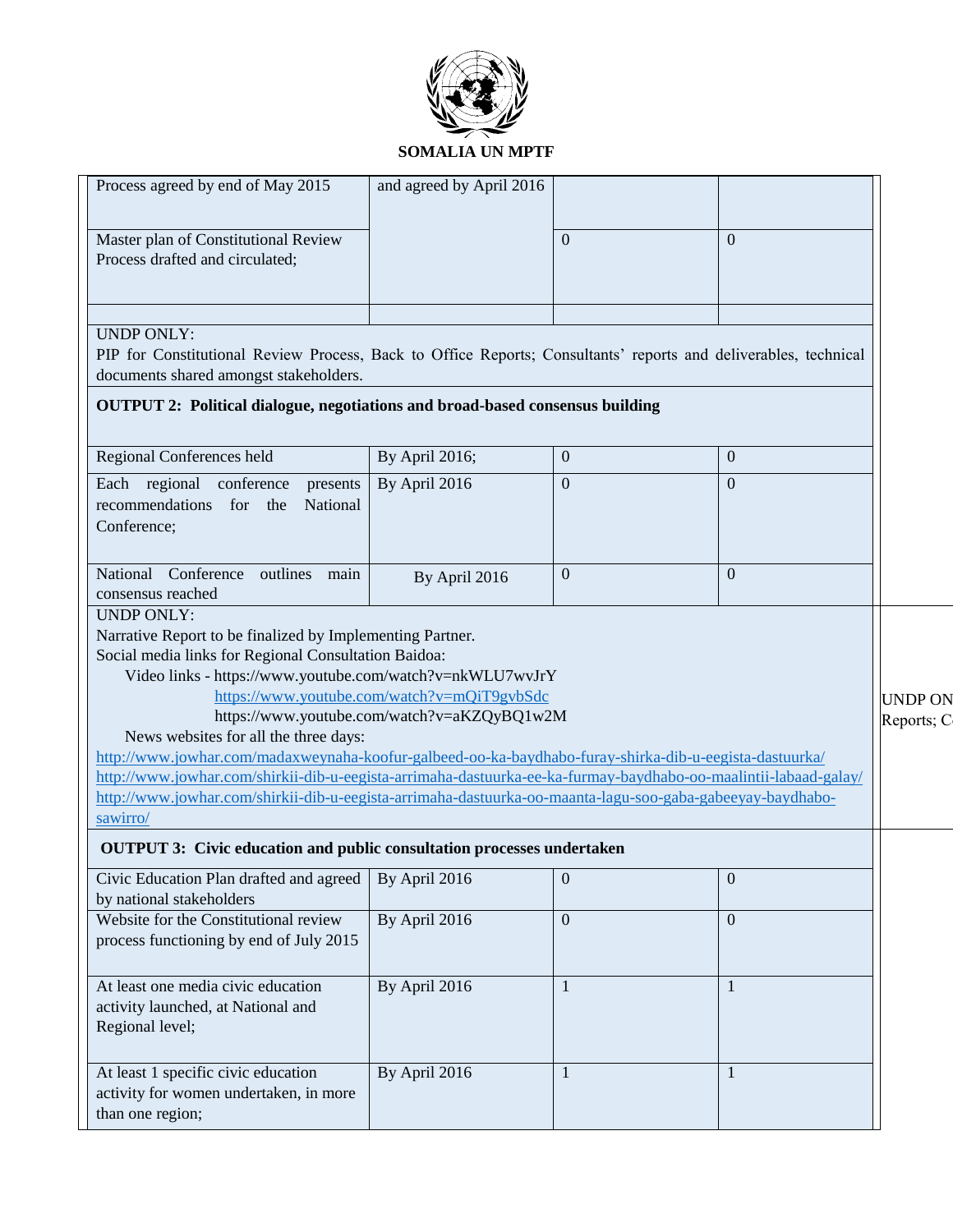**SOMALIA UN MPTF**

| | | | |
|---|---|---|---|
| Process agreed by end of May 2015 | and agreed by April 2016 | | |
| Master plan of Constitutional Review Process drafted and circulated; | | 0 | 0 |
| | | | |
| UNDP ONLY:<br>PIP for Constitutional Review Process, Back to Office Reports; Consultants' reports and deliverables, technical documents shared amongst stakeholders. | | | |
| **OUTPUT 2: Political dialogue, negotiations and broad-based consensus building** | | | |
| Regional Conferences held | By April 2016; | 0 | 0 |
| Each regional conference presents recommendations for the National Conference; | By April 2016 | 0 | 0 |
| National Conference outlines main consensus reached | By April 2016 | 0 | 0 |
| UNDP ONLY:<br>Narrative Report to be finalized by Implementing Partner.<br>Social media links for Regional Consultation Baidoa:<br>Video links - https://www.youtube.com/watch?v=nkWLU7wvJrY<br>https://www.youtube.com/watch?v=mQiT9gvbSdc<br>https://www.youtube.com/watch?v=aKZQyBQ1w2M<br>News websites for all the three days:<br>http://www.jowhar.com/madaxweynaha-koofur-galbeed-oo-ka-baydhabo-furay-shirka-dib-u-eegista-dastuurka/<br>http://www.jowhar.com/shirkii-dib-u-eegista-arrimaha-dastuurka-ee-ka-furmay-baydhabo-oo-maalintii-labaad-galay/<br>http://www.jowhar.com/shirkii-dib-u-eegista-arrimaha-dastuurka-oo-maanta-lagu-soo-gaba-gabeeyay-baydhabo-sawirro/ | | | |
| **OUTPUT 3: Civic education and public consultation processes undertaken** | | | |
| Civic Education Plan drafted and agreed by national stakeholders | By April 2016 | 0 | 0 |
| Website for the Constitutional review process functioning by end of July 2015 | By April 2016 | 0 | 0 |
| At least one media civic education activity launched, at National and Regional level; | By April 2016 | 1 | 1 |
| At least 1 specific civic education activity for women undertaken, in more than one region; | By April 2016 | 1 | 1 |

UNDP ON
Reports; C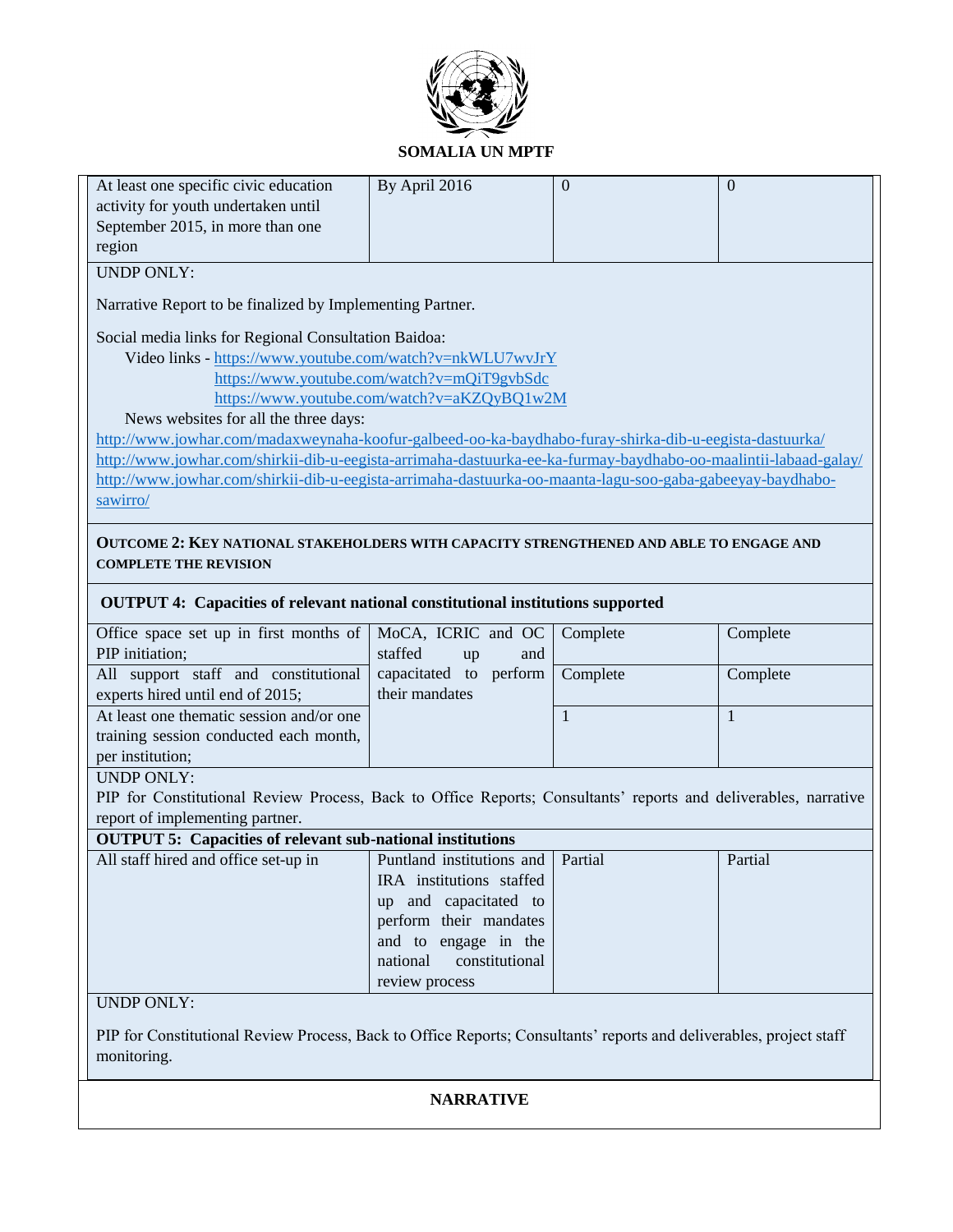| | | | |
|---|---|---|---|
| At least one specific civic education activity for youth undertaken until September 2015, in more than one region | By April 2016 | 0 | 0 |

UNDP ONLY:

Narrative Report to be finalized by Implementing Partner.

Social media links for Regional Consultation Baidoa:

Video links - https://www.youtube.com/watch?v=nkWLU7wvJrY
https://www.youtube.com/watch?v=mQiT9gvbSdc
https://www.youtube.com/watch?v=aKZQyBQ1w2M

News websites for all the three days:

http://www.jowhar.com/madaxweynaha-koofur-galbeed-oo-ka-baydhabo-furay-shirka-dib-u-eegista-dastuurka/
http://www.jowhar.com/shirkii-dib-u-eegista-arrimaha-dastuurka-ee-ka-furmay-baydhabo-oo-maalintii-labaad-galay/
http://www.jowhar.com/shirkii-dib-u-eegista-arrimaha-dastuurka-oo-maanta-lagu-soo-gaba-gabeeyay-baydhabo-sawirro/

**OUTCOME 2: KEY NATIONAL STAKEHOLDERS WITH CAPACITY STRENGTHENED AND ABLE TO ENGAGE AND COMPLETE THE REVISION**

**OUTPUT 4: Capacities of relevant national constitutional institutions supported**

| | | | |
|---|---|---|---|
| Office space set up in first months of PIP initiation; | MoCA, ICRIC and OC staffed up and capacitated to perform their mandates | Complete | Complete |
| All support staff and constitutional experts hired until end of 2015; | | Complete | Complete |
| At least one thematic session and/or one training session conducted each month, per institution; | | 1 | 1 |

UNDP ONLY:
PIP for Constitutional Review Process, Back to Office Reports; Consultants' reports and deliverables, narrative report of implementing partner.

**OUTPUT 5: Capacities of relevant sub-national institutions**

| | | | |
|---|---|---|---|
| All staff hired and office set-up in | Puntland institutions and IRA institutions staffed up and capacitated to perform their mandates and to engage in the national constitutional review process | Partial | Partial |

UNDP ONLY:

PIP for Constitutional Review Process, Back to Office Reports; Consultants' reports and deliverables, project staff monitoring.

**NARRATIVE**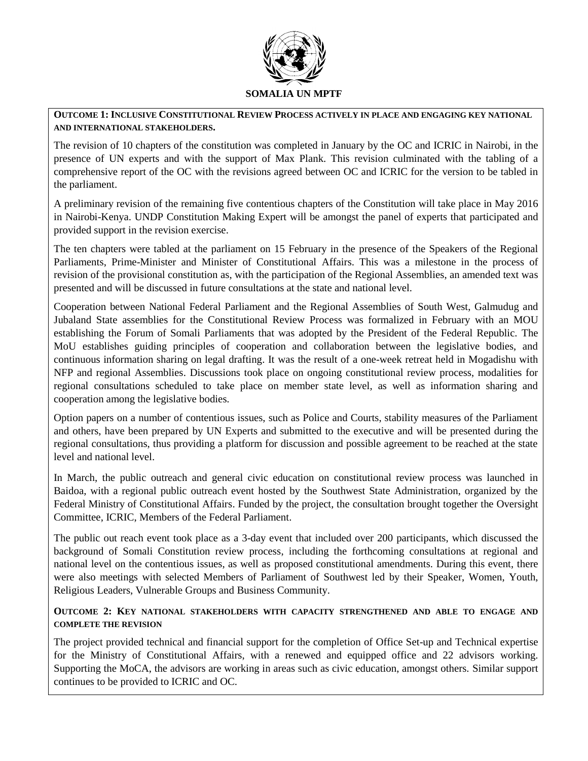**SOMALIA UN MPTF**

**OUTCOME 1: INCLUSIVE CONSTITUTIONAL REVIEW PROCESS ACTIVELY IN PLACE AND ENGAGING KEY NATIONAL AND INTERNATIONAL STAKEHOLDERS.**

The revision of 10 chapters of the constitution was completed in January by the OC and ICRIC in Nairobi, in the presence of UN experts and with the support of Max Plank. This revision culminated with the tabling of a comprehensive report of the OC with the revisions agreed between OC and ICRIC for the version to be tabled in the parliament.

A preliminary revision of the remaining five contentious chapters of the Constitution will take place in May 2016 in Nairobi-Kenya. UNDP Constitution Making Expert will be amongst the panel of experts that participated and provided support in the revision exercise.

The ten chapters were tabled at the parliament on 15 February in the presence of the Speakers of the Regional Parliaments, Prime-Minister and Minister of Constitutional Affairs. This was a milestone in the process of revision of the provisional constitution as, with the participation of the Regional Assemblies, an amended text was presented and will be discussed in future consultations at the state and national level.

Cooperation between National Federal Parliament and the Regional Assemblies of South West, Galmudug and Jubaland State assemblies for the Constitutional Review Process was formalized in February with an MOU establishing the Forum of Somali Parliaments that was adopted by the President of the Federal Republic. The MoU establishes guiding principles of cooperation and collaboration between the legislative bodies, and continuous information sharing on legal drafting. It was the result of a one-week retreat held in Mogadishu with NFP and regional Assemblies. Discussions took place on ongoing constitutional review process, modalities for regional consultations scheduled to take place on member state level, as well as information sharing and cooperation among the legislative bodies.

Option papers on a number of contentious issues, such as Police and Courts, stability measures of the Parliament and others, have been prepared by UN Experts and submitted to the executive and will be presented during the regional consultations, thus providing a platform for discussion and possible agreement to be reached at the state level and national level.

In March, the public outreach and general civic education on constitutional review process was launched in Baidoa, with a regional public outreach event hosted by the Southwest State Administration, organized by the Federal Ministry of Constitutional Affairs. Funded by the project, the consultation brought together the Oversight Committee, ICRIC, Members of the Federal Parliament.

The public out reach event took place as a 3-day event that included over 200 participants, which discussed the background of Somali Constitution review process, including the forthcoming consultations at regional and national level on the contentious issues, as well as proposed constitutional amendments. During this event, there were also meetings with selected Members of Parliament of Southwest led by their Speaker, Women, Youth, Religious Leaders, Vulnerable Groups and Business Community.

**OUTCOME 2: KEY NATIONAL STAKEHOLDERS WITH CAPACITY STRENGTHENED AND ABLE TO ENGAGE AND COMPLETE THE REVISION**

The project provided technical and financial support for the completion of Office Set-up and Technical expertise for the Ministry of Constitutional Affairs, with a renewed and equipped office and 22 advisors working. Supporting the MoCA, the advisors are working in areas such as civic education, amongst others. Similar support continues to be provided to ICRIC and OC.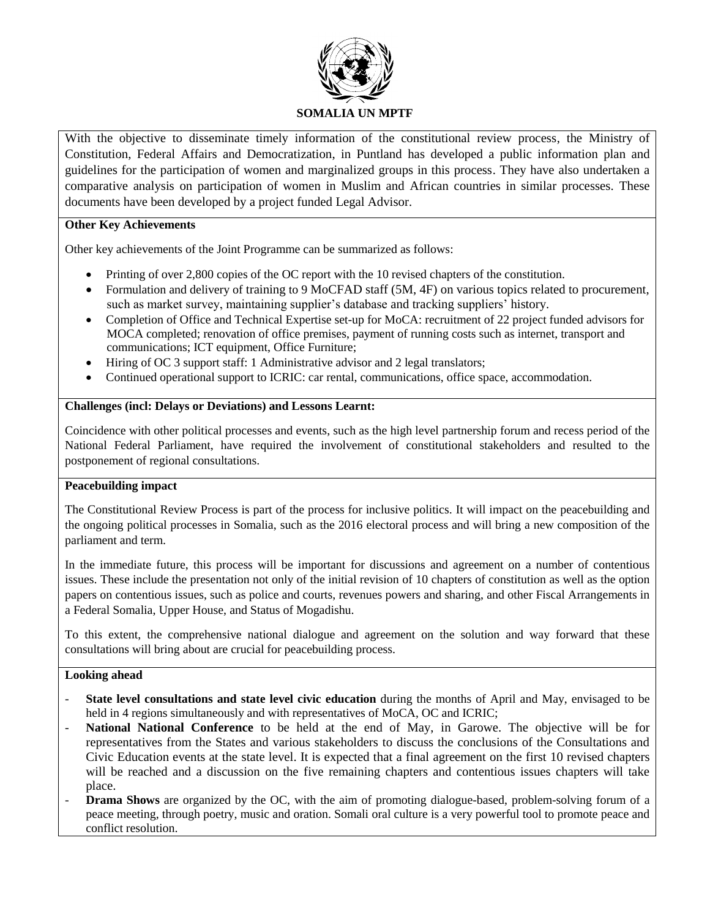With the objective to disseminate timely information of the constitutional review process, the Ministry of Constitution, Federal Affairs and Democratization, in Puntland has developed a public information plan and guidelines for the participation of women and marginalized groups in this process. They have also undertaken a comparative analysis on participation of women in Muslim and African countries in similar processes. These documents have been developed by a project funded Legal Advisor.

**Other Key Achievements**

Other key achievements of the Joint Programme can be summarized as follows:

- Printing of over 2,800 copies of the OC report with the 10 revised chapters of the constitution.
- Formulation and delivery of training to 9 MoCFAD staff (5M, 4F) on various topics related to procurement, such as market survey, maintaining supplier's database and tracking suppliers' history.
- Completion of Office and Technical Expertise set-up for MoCA: recruitment of 22 project funded advisors for MOCA completed; renovation of office premises, payment of running costs such as internet, transport and communications; ICT equipment, Office Furniture;
- Hiring of OC 3 support staff: 1 Administrative advisor and 2 legal translators;
- Continued operational support to ICRIC: car rental, communications, office space, accommodation.

**Challenges (incl: Delays or Deviations) and Lessons Learnt:**

Coincidence with other political processes and events, such as the high level partnership forum and recess period of the National Federal Parliament, have required the involvement of constitutional stakeholders and resulted to the postponement of regional consultations.

**Peacebuilding impact**

The Constitutional Review Process is part of the process for inclusive politics. It will impact on the peacebuilding and the ongoing political processes in Somalia, such as the 2016 electoral process and will bring a new composition of the parliament and term.

In the immediate future, this process will be important for discussions and agreement on a number of contentious issues. These include the presentation not only of the initial revision of 10 chapters of constitution as well as the option papers on contentious issues, such as police and courts, revenues powers and sharing, and other Fiscal Arrangements in a Federal Somalia, Upper House, and Status of Mogadishu.

To this extent, the comprehensive national dialogue and agreement on the solution and way forward that these consultations will bring about are crucial for peacebuilding process.

**Looking ahead**

- **State level consultations and state level civic education** during the months of April and May, envisaged to be held in 4 regions simultaneously and with representatives of MoCA, OC and ICRIC;
- **National National Conference** to be held at the end of May, in Garowe. The objective will be for representatives from the States and various stakeholders to discuss the conclusions of the Consultations and Civic Education events at the state level. It is expected that a final agreement on the first 10 revised chapters will be reached and a discussion on the five remaining chapters and contentious issues chapters will take place.
- **Drama Shows** are organized by the OC, with the aim of promoting dialogue-based, problem-solving forum of a peace meeting, through poetry, music and oration. Somali oral culture is a very powerful tool to promote peace and conflict resolution.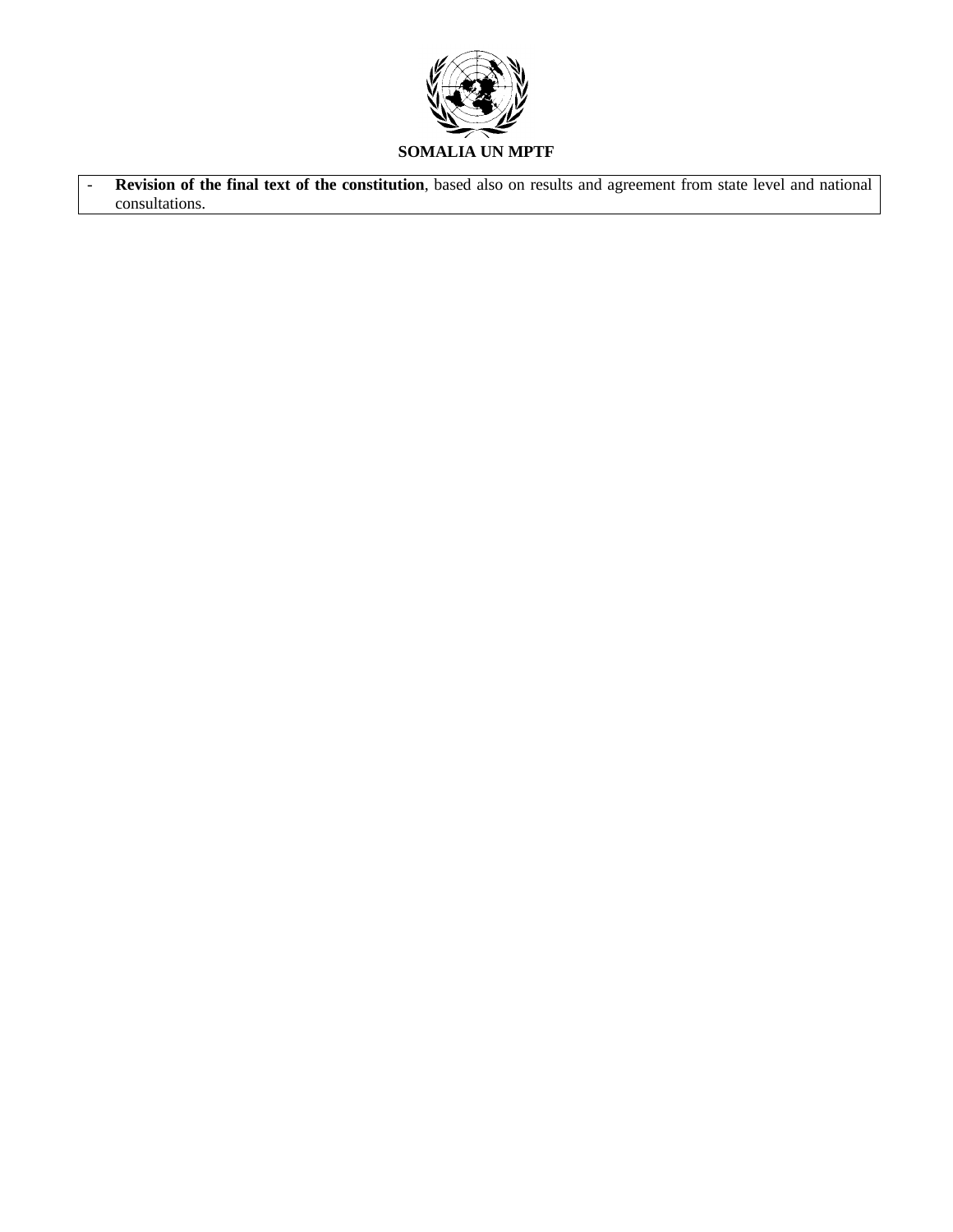- **Revision of the final text of the constitution**, based also on results and agreement from state level and national consultations.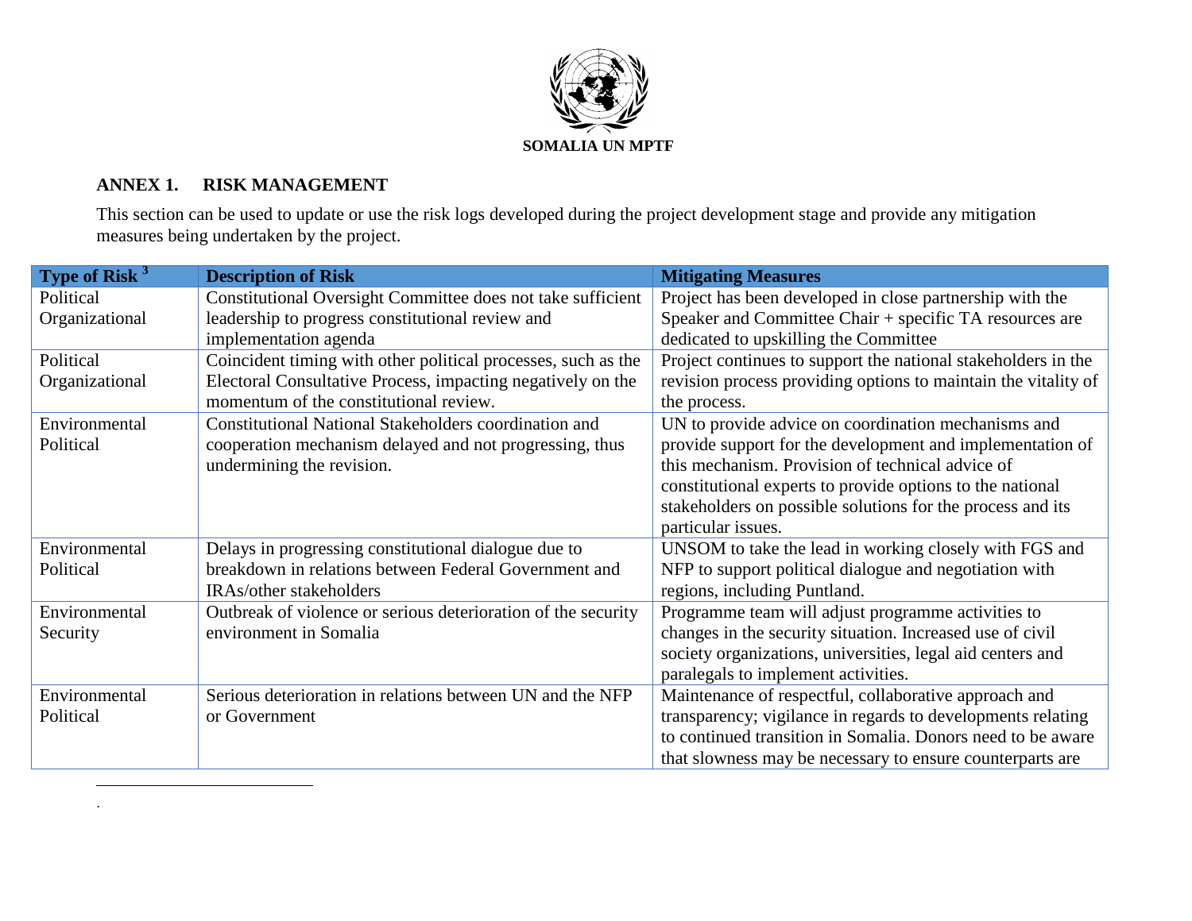**SOMALIA UN MPTF**

## ANNEX 1. RISK MANAGEMENT

This section can be used to update or use the risk logs developed during the project development stage and provide any mitigation measures being undertaken by the project.

| Type of Risk [3] | Description of Risk | Mitigating Measures |
|---|---|---|
| Political Organizational | Constitutional Oversight Committee does not take sufficient leadership to progress constitutional review and implementation agenda | Project has been developed in close partnership with the Speaker and Committee Chair + specific TA resources are dedicated to upskilling the Committee |
| Political Organizational | Coincident timing with other political processes, such as the Electoral Consultative Process, impacting negatively on the momentum of the constitutional review. | Project continues to support the national stakeholders in the revision process providing options to maintain the vitality of the process. |
| Environmental Political | Constitutional National Stakeholders coordination and cooperation mechanism delayed and not progressing, thus undermining the revision. | UN to provide advice on coordination mechanisms and provide support for the development and implementation of this mechanism. Provision of technical advice of constitutional experts to provide options to the national stakeholders on possible solutions for the process and its particular issues. |
| Environmental Political | Delays in progressing constitutional dialogue due to breakdown in relations between Federal Government and IRAs/other stakeholders | UNSOM to take the lead in working closely with FGS and NFP to support political dialogue and negotiation with regions, including Puntland. |
| Environmental Security | Outbreak of violence or serious deterioration of the security environment in Somalia | Programme team will adjust programme activities to changes in the security situation. Increased use of civil society organizations, universities, legal aid centers and paralegals to implement activities. |
| Environmental Political | Serious deterioration in relations between UN and the NFP or Government | Maintenance of respectful, collaborative approach and transparency; vigilance in regards to developments relating to continued transition in Somalia. Donors need to be aware that slowness may be necessary to ensure counterparts are |

.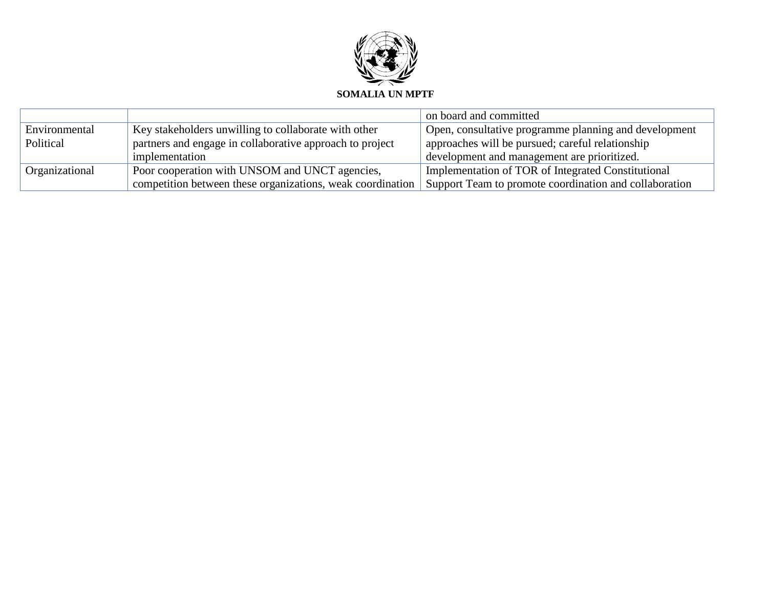|  |  |  |
|---|---|---|
|  |  | on board and committed |
| Environmental Political | Key stakeholders unwilling to collaborate with other partners and engage in collaborative approach to project implementation | Open, consultative programme planning and development approaches will be pursued; careful relationship development and management are prioritized. |
| Organizational | Poor cooperation with UNSOM and UNCT agencies, competition between these organizations, weak coordination | Implementation of TOR of Integrated Constitutional Support Team to promote coordination and collaboration |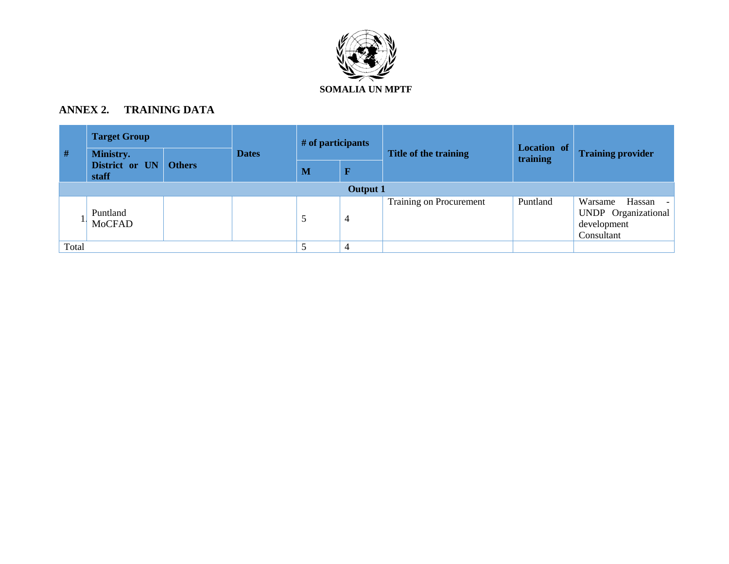**SOMALIA UN MPTF**

## ANNEX 2. TRAINING DATA

| # | Target Group | | Dates | # of participants | | Title of the training | Location of training | Training provider |
|---|---|---|---|---|---|---|---|---|
| | Ministry. District or UN staff | Others | | M | F | | | |
| **Output 1** | | | | | | | | |
| 1. | Puntland MoCFAD | | | 5 | 4 | Training on Procurement | Puntland | Warsame Hassan - UNDP Organizational development Consultant |
| Total | | | | 5 | 4 | | | |